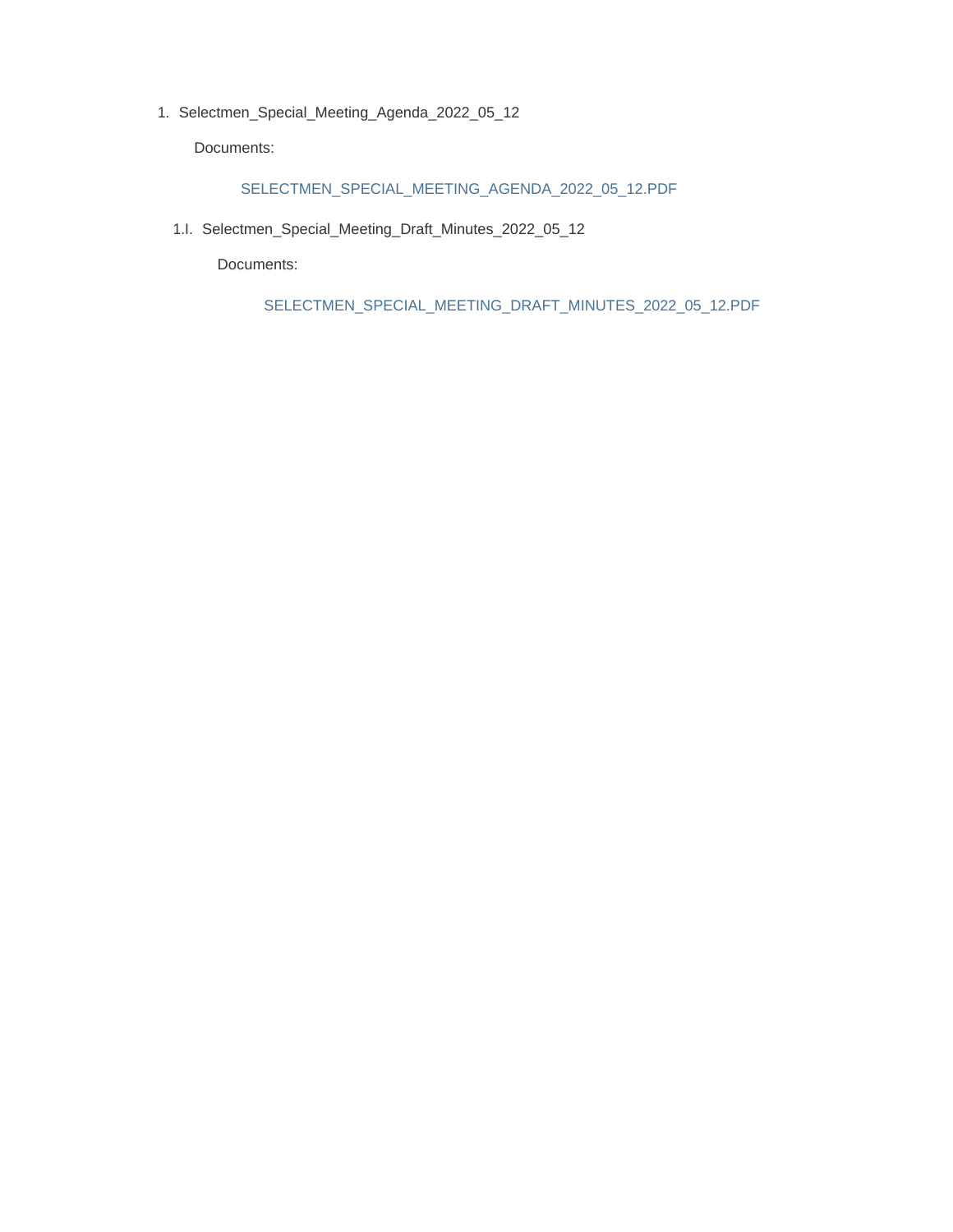1. Selectmen_Special_Meeting_Agenda_2022_05_12

   Documents:

   SELECTMEN_SPECIAL_MEETING_AGENDA_2022_05_12.PDF

   1.I. Selectmen_Special_Meeting_Draft_Minutes_2022_05_12

   Documents:

   SELECTMEN_SPECIAL_MEETING_DRAFT_MINUTES_2022_05_12.PDF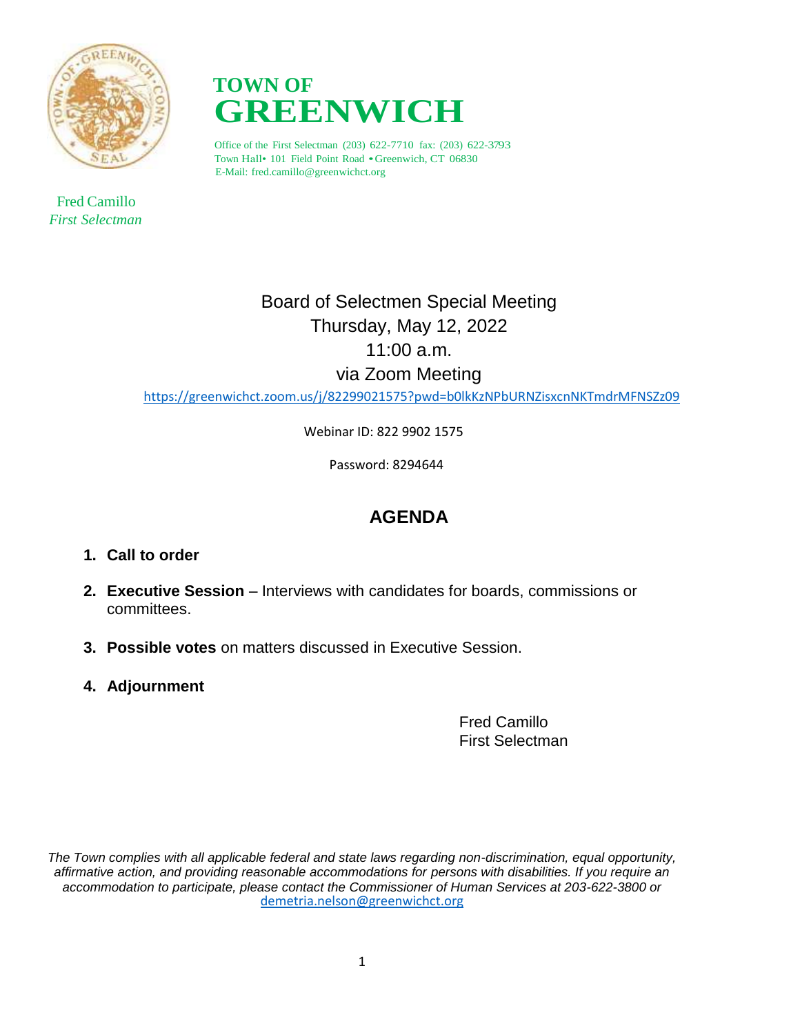# TOWN OF GREENWICH

Office of the First Selectman (203) 622-7710 fax: (203) 622-3793
Town Hall• 101 Field Point Road • Greenwich, CT 06830
E-Mail: fred.camillo@greenwichct.org

Fred Camillo
*First Selectman*

Board of Selectmen Special Meeting
Thursday, May 12, 2022
11:00 a.m.
via Zoom Meeting

https://greenwichct.zoom.us/j/82299021575?pwd=b0lkKzNPbURNZisxcnNKTmdrMFNSZz09

Webinar ID: 822 9902 1575

Password: 8294644

## AGENDA

1. **Call to order**
2. **Executive Session** – Interviews with candidates for boards, commissions or committees.
3. **Possible votes** on matters discussed in Executive Session.
4. **Adjournment**

Fred Camillo
First Selectman

*The Town complies with all applicable federal and state laws regarding non-discrimination, equal opportunity, affirmative action, and providing reasonable accommodations for persons with disabilities. If you require an accommodation to participate, please contact the Commissioner of Human Services at 203-622-3800 or* demetria.nelson@greenwichct.org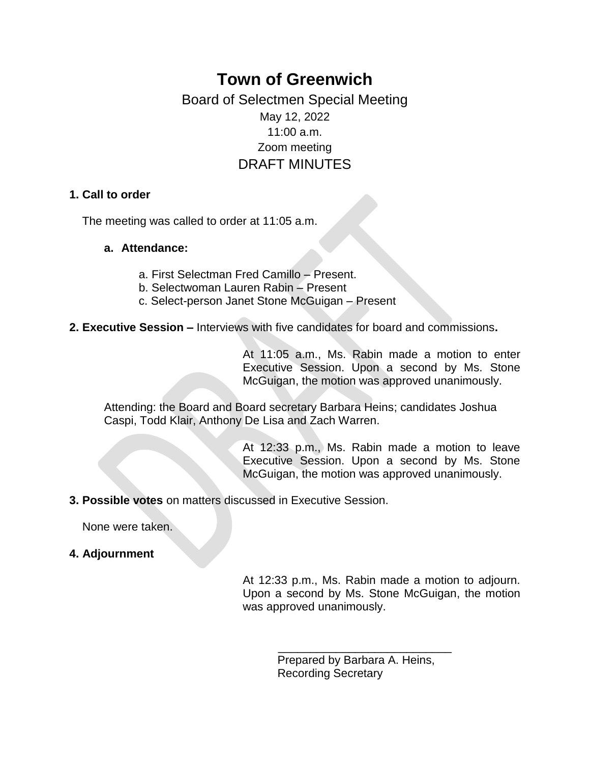# Town of Greenwich

## Board of Selectmen Special Meeting

May 12, 2022

11:00 a.m.

Zoom meeting

## DRAFT MINUTES

**1. Call to order**

The meeting was called to order at 11:05 a.m.

**a. Attendance:**

a. First Selectman Fred Camillo – Present.
b. Selectwoman Lauren Rabin – Present
c. Select-person Janet Stone McGuigan – Present

**2. Executive Session –** Interviews with five candidates for board and commissions**.**

At 11:05 a.m., Ms. Rabin made a motion to enter Executive Session. Upon a second by Ms. Stone McGuigan, the motion was approved unanimously.

Attending: the Board and Board secretary Barbara Heins; candidates Joshua Caspi, Todd Klair, Anthony De Lisa and Zach Warren.

At 12:33 p.m., Ms. Rabin made a motion to leave Executive Session. Upon a second by Ms. Stone McGuigan, the motion was approved unanimously.

**3. Possible votes** on matters discussed in Executive Session.

None were taken.

**4. Adjournment**

At 12:33 p.m., Ms. Rabin made a motion to adjourn. Upon a second by Ms. Stone McGuigan, the motion was approved unanimously.

\_\_\_\_\_\_\_\_\_\_\_\_\_\_\_\_\_\_\_\_\_\_\_\_\_\_\_\_

Prepared by Barbara A. Heins,
Recording Secretary